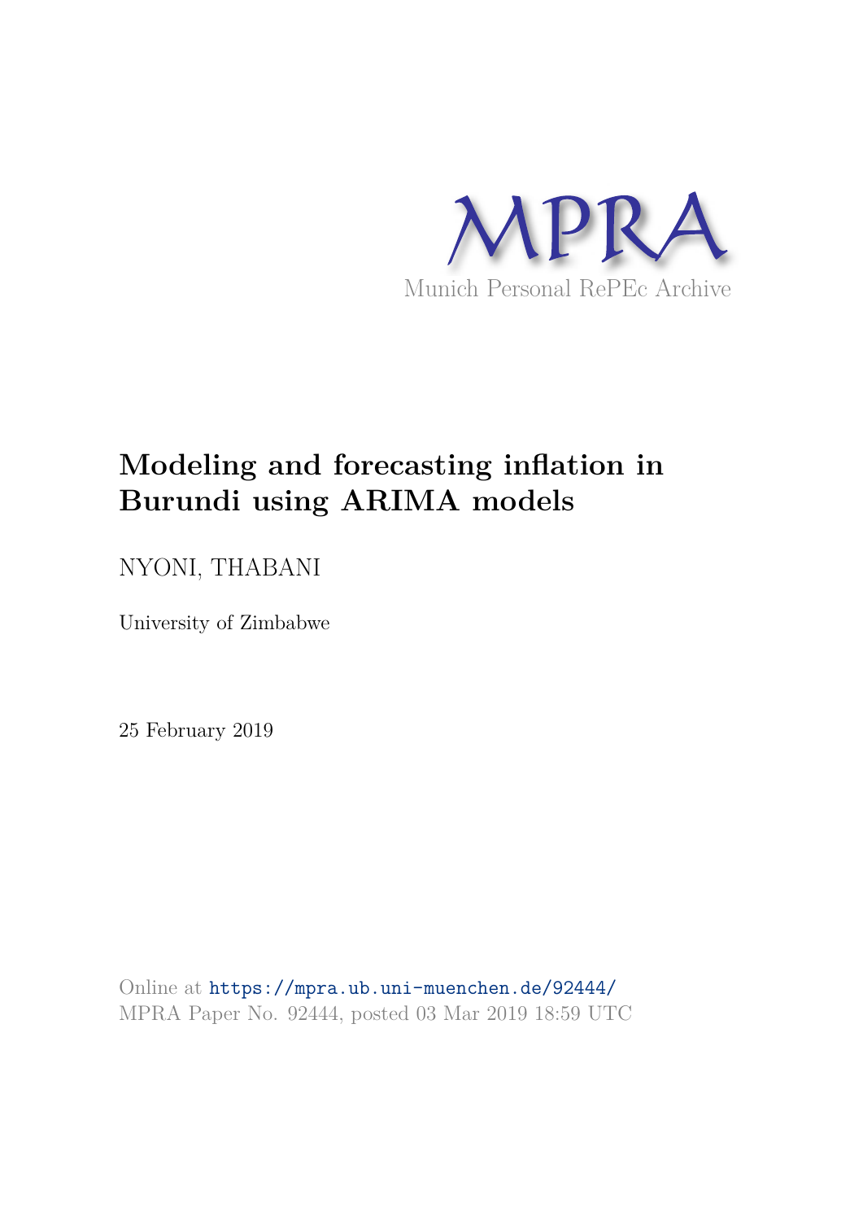MPRA

Munich Personal RePEc Archive

# Modeling and forecasting inflation in Burundi using ARIMA models

NYONI, THABANI

University of Zimbabwe

25 February 2019

Online at https://mpra.ub.uni-muenchen.de/92444/
MPRA Paper No. 92444, posted 03 Mar 2019 18:59 UTC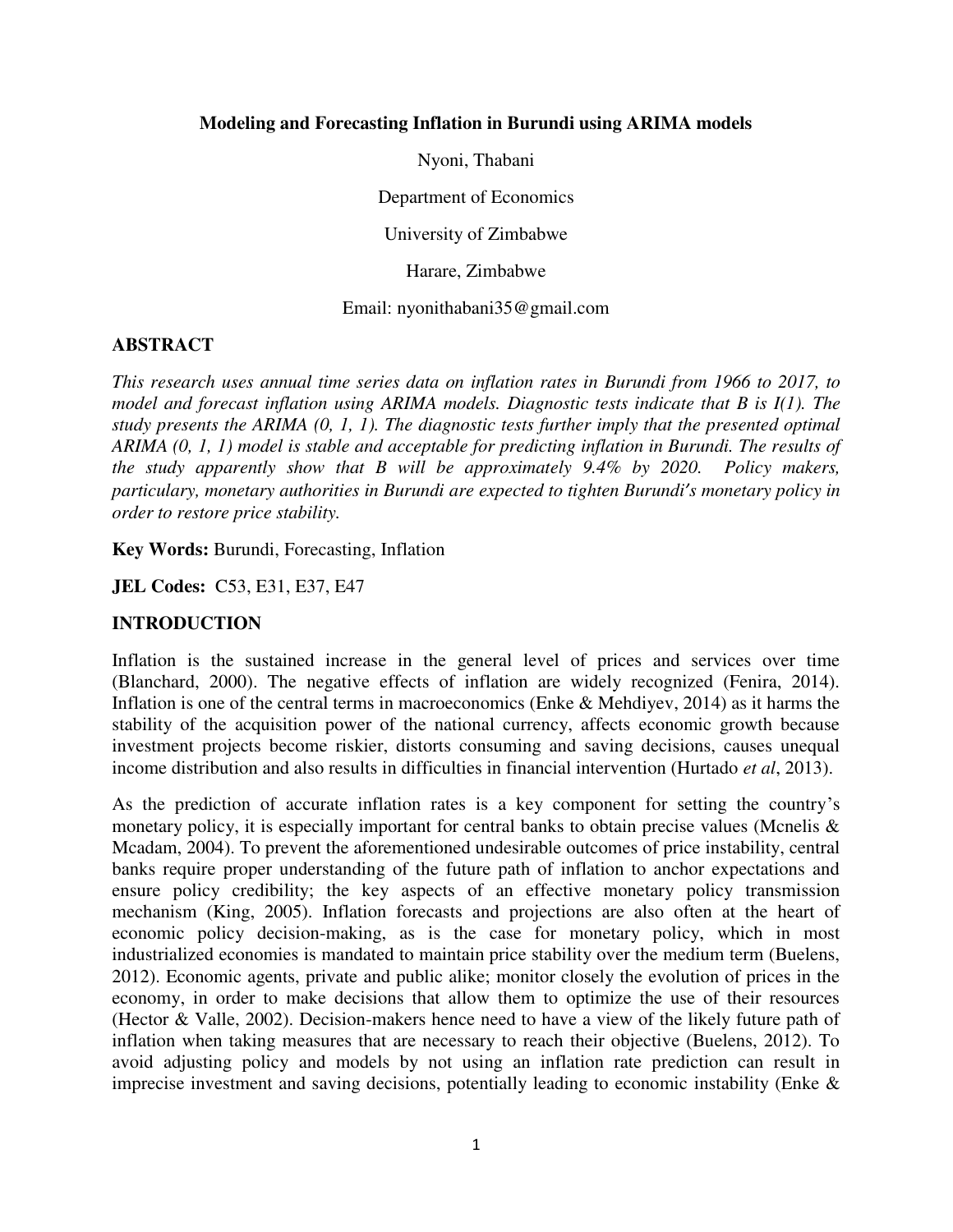**Modeling and Forecasting Inflation in Burundi using ARIMA models**

Nyoni, Thabani

Department of Economics

University of Zimbabwe

Harare, Zimbabwe

Email: nyonithabani35@gmail.com

## ABSTRACT

*This research uses annual time series data on inflation rates in Burundi from 1966 to 2017, to model and forecast inflation using ARIMA models. Diagnostic tests indicate that B is I(1). The study presents the ARIMA (0, 1, 1). The diagnostic tests further imply that the presented optimal ARIMA (0, 1, 1) model is stable and acceptable for predicting inflation in Burundi. The results of the study apparently show that B will be approximately 9.4% by 2020. Policy makers, particulary, monetary authorities in Burundi are expected to tighten Burundi's monetary policy in order to restore price stability.*

**Key Words:** Burundi, Forecasting, Inflation

**JEL Codes:** C53, E31, E37, E47

## INTRODUCTION

Inflation is the sustained increase in the general level of prices and services over time (Blanchard, 2000). The negative effects of inflation are widely recognized (Fenira, 2014). Inflation is one of the central terms in macroeconomics (Enke & Mehdiyev, 2014) as it harms the stability of the acquisition power of the national currency, affects economic growth because investment projects become riskier, distorts consuming and saving decisions, causes unequal income distribution and also results in difficulties in financial intervention (Hurtado *et al*, 2013).

As the prediction of accurate inflation rates is a key component for setting the country's monetary policy, it is especially important for central banks to obtain precise values (Mcnelis & Mcadam, 2004). To prevent the aforementioned undesirable outcomes of price instability, central banks require proper understanding of the future path of inflation to anchor expectations and ensure policy credibility; the key aspects of an effective monetary policy transmission mechanism (King, 2005). Inflation forecasts and projections are also often at the heart of economic policy decision-making, as is the case for monetary policy, which in most industrialized economies is mandated to maintain price stability over the medium term (Buelens, 2012). Economic agents, private and public alike; monitor closely the evolution of prices in the economy, in order to make decisions that allow them to optimize the use of their resources (Hector & Valle, 2002). Decision-makers hence need to have a view of the likely future path of inflation when taking measures that are necessary to reach their objective (Buelens, 2012). To avoid adjusting policy and models by not using an inflation rate prediction can result in imprecise investment and saving decisions, potentially leading to economic instability (Enke &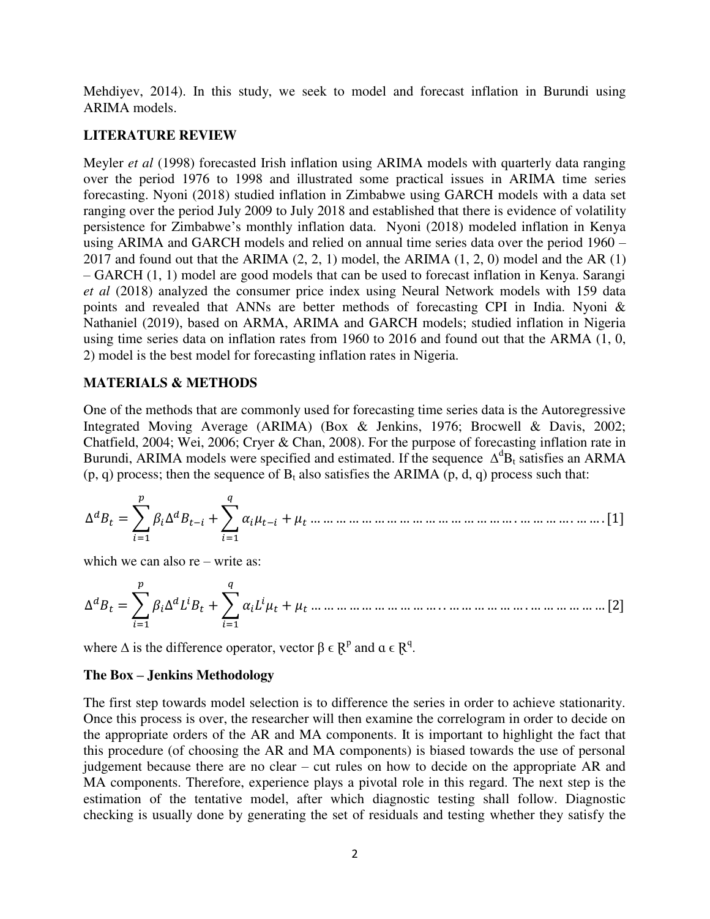Mehdiyev, 2014). In this study, we seek to model and forecast inflation in Burundi using ARIMA models.

## LITERATURE REVIEW

Meyler *et al* (1998) forecasted Irish inflation using ARIMA models with quarterly data ranging over the period 1976 to 1998 and illustrated some practical issues in ARIMA time series forecasting. Nyoni (2018) studied inflation in Zimbabwe using GARCH models with a data set ranging over the period July 2009 to July 2018 and established that there is evidence of volatility persistence for Zimbabwe's monthly inflation data. Nyoni (2018) modeled inflation in Kenya using ARIMA and GARCH models and relied on annual time series data over the period 1960 – 2017 and found out that the ARIMA (2, 2, 1) model, the ARIMA (1, 2, 0) model and the AR (1) – GARCH (1, 1) model are good models that can be used to forecast inflation in Kenya. Sarangi *et al* (2018) analyzed the consumer price index using Neural Network models with 159 data points and revealed that ANNs are better methods of forecasting CPI in India. Nyoni & Nathaniel (2019), based on ARMA, ARIMA and GARCH models; studied inflation in Nigeria using time series data on inflation rates from 1960 to 2016 and found out that the ARMA (1, 0, 2) model is the best model for forecasting inflation rates in Nigeria.

## MATERIALS & METHODS

One of the methods that are commonly used for forecasting time series data is the Autoregressive Integrated Moving Average (ARIMA) (Box & Jenkins, 1976; Brocwell & Davis, 2002; Chatfield, 2004; Wei, 2006; Cryer & Chan, 2008). For the purpose of forecasting inflation rate in Burundi, ARIMA models were specified and estimated. If the sequence $\Delta^d B_t$ satisfies an ARMA (p, q) process; then the sequence of $B_t$ also satisfies the ARIMA (p, d, q) process such that:

$$\Delta^d B_t = \sum_{i=1}^{p} \beta_i \Delta^d B_{t-i} + \sum_{i=1}^{q} \alpha_i \mu_{t-i} + \mu_t \qquad [1]$$

which we can also re – write as:

$$\Delta^d B_t = \sum_{i=1}^{p} \beta_i \Delta^d L^i B_t + \sum_{i=1}^{q} \alpha_i L^i \mu_t + \mu_t \qquad [2]$$

where $\Delta$ is the difference operator, vector $\beta \in \mathbb{R}^p$ and $\alpha \in \mathbb{R}^q$.

### The Box – Jenkins Methodology

The first step towards model selection is to difference the series in order to achieve stationarity. Once this process is over, the researcher will then examine the correlogram in order to decide on the appropriate orders of the AR and MA components. It is important to highlight the fact that this procedure (of choosing the AR and MA components) is biased towards the use of personal judgement because there are no clear – cut rules on how to decide on the appropriate AR and MA components. Therefore, experience plays a pivotal role in this regard. The next step is the estimation of the tentative model, after which diagnostic testing shall follow. Diagnostic checking is usually done by generating the set of residuals and testing whether they satisfy the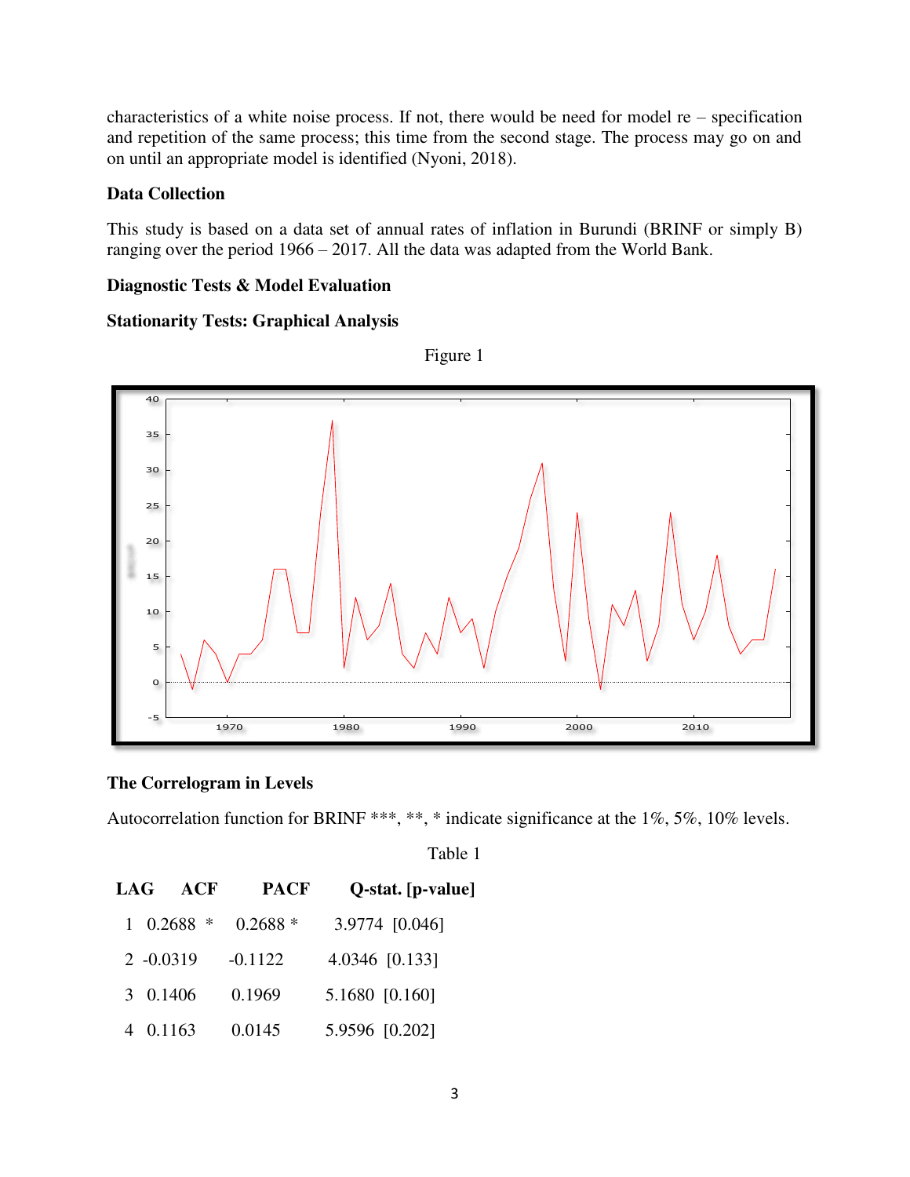characteristics of a white noise process. If not, there would be need for model re – specification and repetition of the same process; this time from the second stage. The process may go on and on until an appropriate model is identified (Nyoni, 2018).

### Data Collection

This study is based on a data set of annual rates of inflation in Burundi (BRINF or simply B) ranging over the period 1966 – 2017. All the data was adapted from the World Bank.

### Diagnostic Tests & Model Evaluation

### Stationarity Tests: Graphical Analysis

Figure 1

### The Correlogram in Levels

Autocorrelation function for BRINF ***, **, * indicate significance at the 1%, 5%, 10% levels.

Table 1

| LAG | ACF | PACF | Q-stat. [p-value] |
|---|---|---|---|
| 1 | 0.2688 * | 0.2688 * | 3.9774 [0.046] |
| 2 | -0.0319 | -0.1122 | 4.0346 [0.133] |
| 3 | 0.1406 | 0.1969 | 5.1680 [0.160] |
| 4 | 0.1163 | 0.0145 | 5.9596 [0.202] |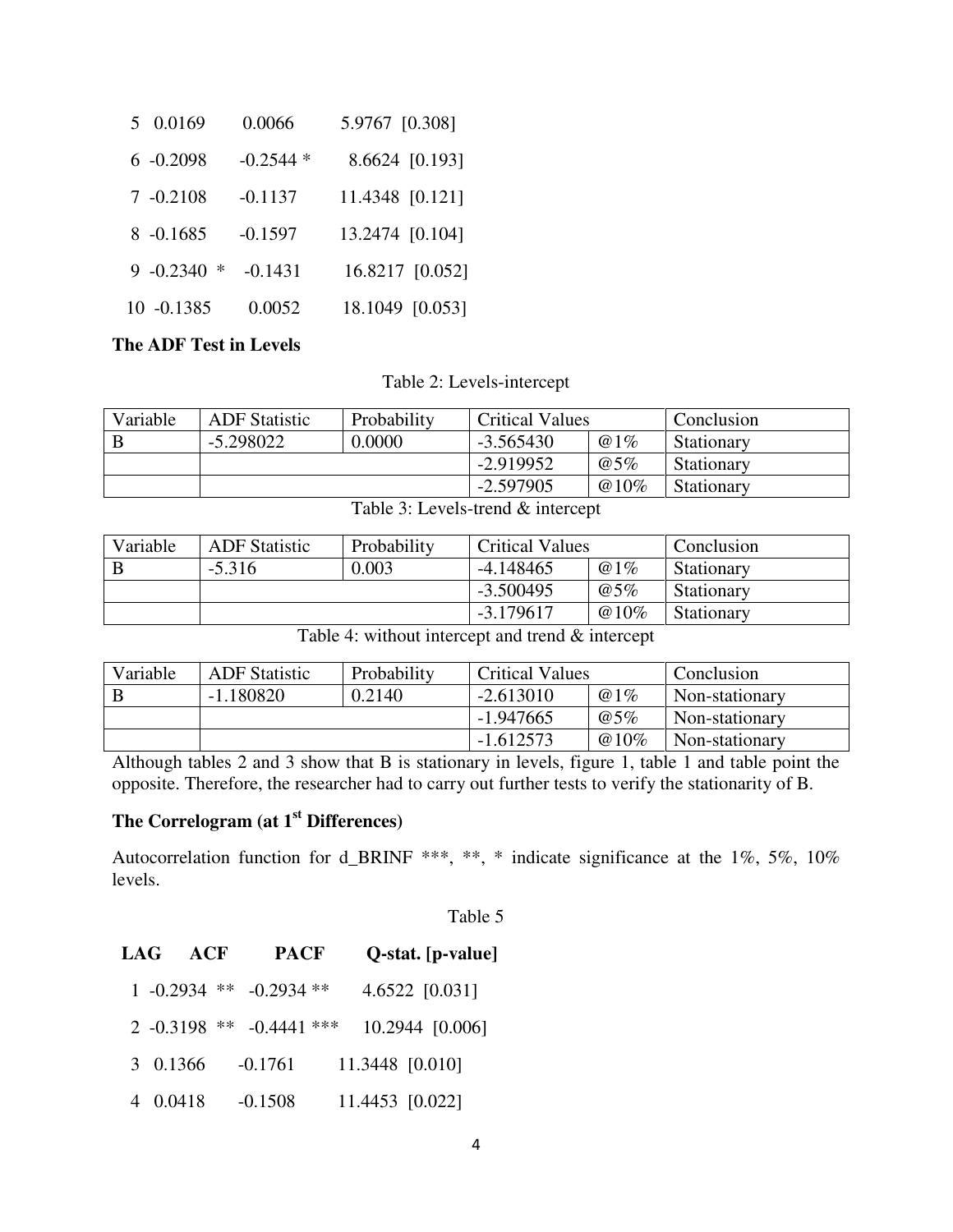| LAG | ACF | PACF | Q-stat. [p-value] |
|---|---|---|---|
| 5 | 0.0169 | 0.0066 | 5.9767 [0.308] |
| 6 | -0.2098 | -0.2544 * | 8.6624 [0.193] |
| 7 | -0.2108 | -0.1137 | 11.4348 [0.121] |
| 8 | -0.1685 | -0.1597 | 13.2474 [0.104] |
| 9 | -0.2340 * | -0.1431 | 16.8217 [0.052] |
| 10 | -0.1385 | 0.0052 | 18.1049 [0.053] |

**The ADF Test in Levels**

Table 2: Levels-intercept

| Variable | ADF Statistic | Probability | Critical Values | | Conclusion |
|---|---|---|---|---|---|
| B | -5.298022 | 0.0000 | -3.565430 | @1% | Stationary |
| | | | -2.919952 | @5% | Stationary |
| | | | -2.597905 | @10% | Stationary |

Table 3: Levels-trend & intercept

| Variable | ADF Statistic | Probability | Critical Values | | Conclusion |
|---|---|---|---|---|---|
| B | -5.316 | 0.003 | -4.148465 | @1% | Stationary |
| | | | -3.500495 | @5% | Stationary |
| | | | -3.179617 | @10% | Stationary |

Table 4: without intercept and trend & intercept

| Variable | ADF Statistic | Probability | Critical Values | | Conclusion |
|---|---|---|---|---|---|
| B | -1.180820 | 0.2140 | -2.613010 | @1% | Non-stationary |
| | | | -1.947665 | @5% | Non-stationary |
| | | | -1.612573 | @10% | Non-stationary |

Although tables 2 and 3 show that B is stationary in levels, figure 1, table 1 and table point the opposite. Therefore, the researcher had to carry out further tests to verify the stationarity of B.

**The Correlogram (at 1st Differences)**

Autocorrelation function for d_BRINF ***, **, * indicate significance at the 1%, 5%, 10% levels.

Table 5

| LAG | ACF | PACF | Q-stat. [p-value] |
|---|---|---|---|
| 1 | -0.2934 ** | -0.2934 ** | 4.6522 [0.031] |
| 2 | -0.3198 ** | -0.4441 *** | 10.2944 [0.006] |
| 3 | 0.1366 | -0.1761 | 11.3448 [0.010] |
| 4 | 0.0418 | -0.1508 | 11.4453 [0.022] |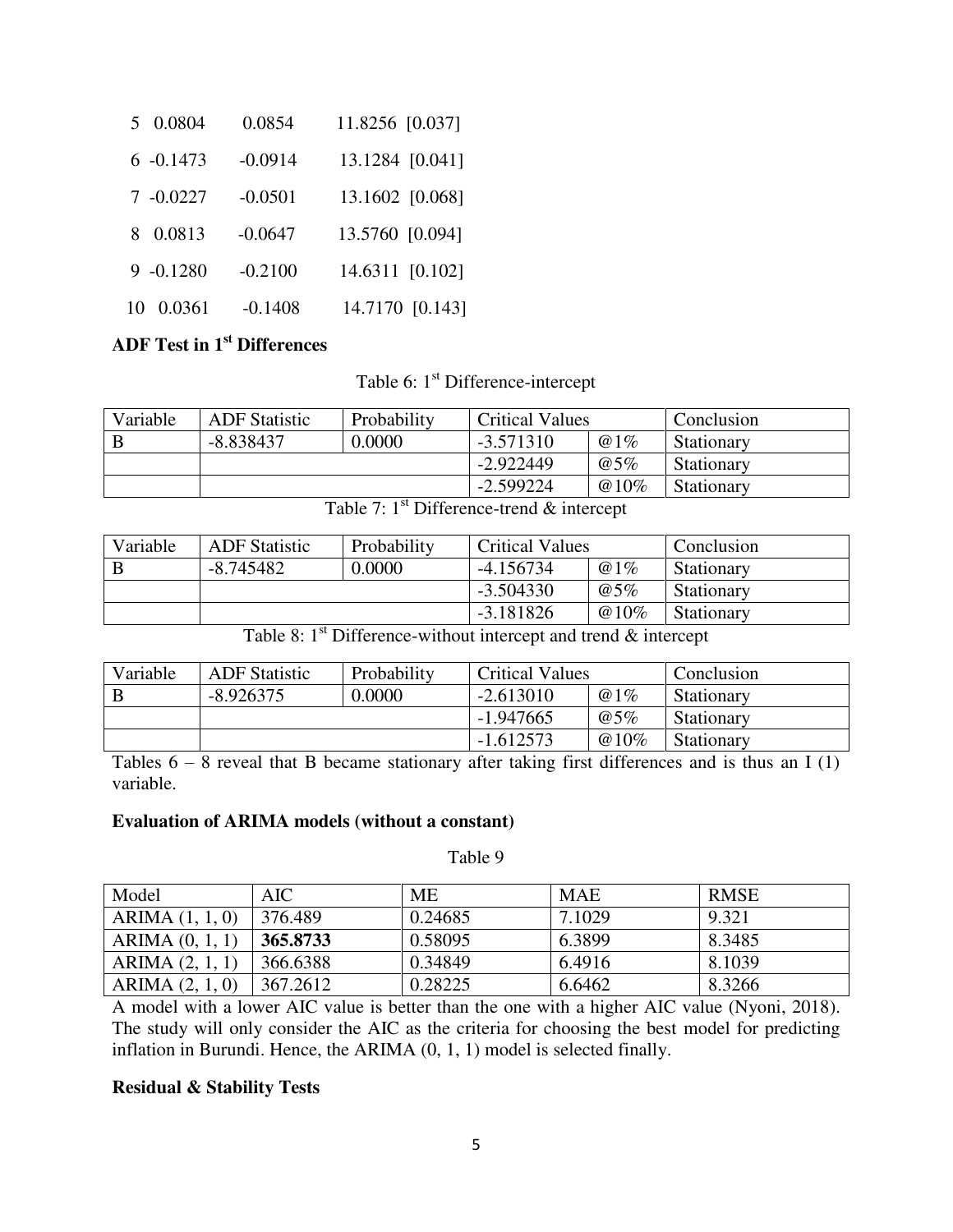| | | | |
|---|---|---|---|
| 5 | 0.0804 | 0.0854 | 11.8256 [0.037] |
| 6 | -0.1473 | -0.0914 | 13.1284 [0.041] |
| 7 | -0.0227 | -0.0501 | 13.1602 [0.068] |
| 8 | 0.0813 | -0.0647 | 13.5760 [0.094] |
| 9 | -0.1280 | -0.2100 | 14.6311 [0.102] |
| 10 | 0.0361 | -0.1408 | 14.7170 [0.143] |

**ADF Test in 1st Differences**

Table 6: 1st Difference-intercept

| Variable | ADF Statistic | Probability | Critical Values | | Conclusion |
|---|---|---|---|---|---|
| B | -8.838437 | 0.0000 | -3.571310 | @1% | Stationary |
| | | | -2.922449 | @5% | Stationary |
| | | | -2.599224 | @10% | Stationary |

Table 7: 1st Difference-trend & intercept

| Variable | ADF Statistic | Probability | Critical Values | | Conclusion |
|---|---|---|---|---|---|
| B | -8.745482 | 0.0000 | -4.156734 | @1% | Stationary |
| | | | -3.504330 | @5% | Stationary |
| | | | -3.181826 | @10% | Stationary |

Table 8: 1st Difference-without intercept and trend & intercept

| Variable | ADF Statistic | Probability | Critical Values | | Conclusion |
|---|---|---|---|---|---|
| B | -8.926375 | 0.0000 | -2.613010 | @1% | Stationary |
| | | | -1.947665 | @5% | Stationary |
| | | | -1.612573 | @10% | Stationary |

Tables 6 – 8 reveal that B became stationary after taking first differences and is thus an I (1) variable.

**Evaluation of ARIMA models (without a constant)**

Table 9

| Model | AIC | ME | MAE | RMSE |
|---|---|---|---|---|
| ARIMA (1, 1, 0) | 376.489 | 0.24685 | 7.1029 | 9.321 |
| ARIMA (0, 1, 1) | **365.8733** | 0.58095 | 6.3899 | 8.3485 |
| ARIMA (2, 1, 1) | 366.6388 | 0.34849 | 6.4916 | 8.1039 |
| ARIMA (2, 1, 0) | 367.2612 | 0.28225 | 6.6462 | 8.3266 |

A model with a lower AIC value is better than the one with a higher AIC value (Nyoni, 2018). The study will only consider the AIC as the criteria for choosing the best model for predicting inflation in Burundi. Hence, the ARIMA (0, 1, 1) model is selected finally.

**Residual & Stability Tests**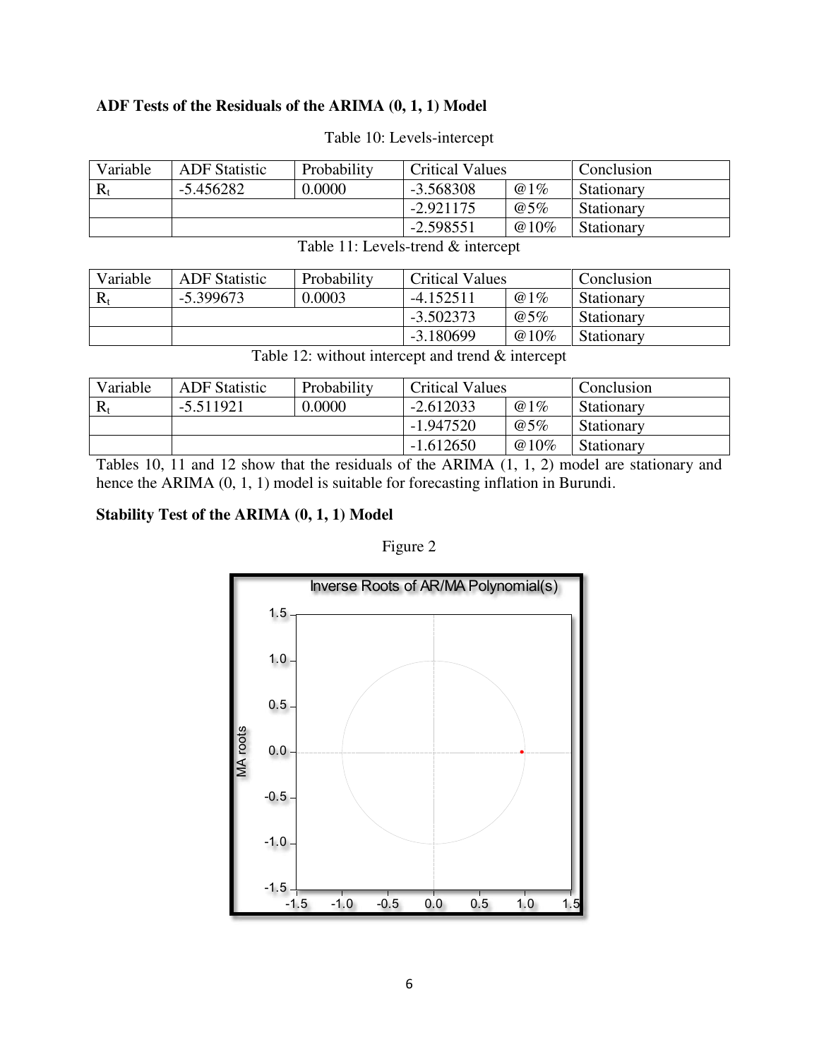**ADF Tests of the Residuals of the ARIMA (0, 1, 1) Model**

Table 10: Levels-intercept

| Variable | ADF Statistic | Probability | Critical Values | | Conclusion |
|---|---|---|---|---|---|
| $R_t$ | -5.456282 | 0.0000 | -3.568308 | @1% | Stationary |
| | | | -2.921175 | @5% | Stationary |
| | | | -2.598551 | @10% | Stationary |

Table 11: Levels-trend & intercept

| Variable | ADF Statistic | Probability | Critical Values | | Conclusion |
|---|---|---|---|---|---|
| $R_t$ | -5.399673 | 0.0003 | -4.152511 | @1% | Stationary |
| | | | -3.502373 | @5% | Stationary |
| | | | -3.180699 | @10% | Stationary |

Table 12: without intercept and trend & intercept

| Variable | ADF Statistic | Probability | Critical Values | | Conclusion |
|---|---|---|---|---|---|
| $R_t$ | -5.511921 | 0.0000 | -2.612033 | @1% | Stationary |
| | | | -1.947520 | @5% | Stationary |
| | | | -1.612650 | @10% | Stationary |

Tables 10, 11 and 12 show that the residuals of the ARIMA (1, 1, 2) model are stationary and hence the ARIMA (0, 1, 1) model is suitable for forecasting inflation in Burundi.

**Stability Test of the ARIMA (0, 1, 1) Model**

Figure 2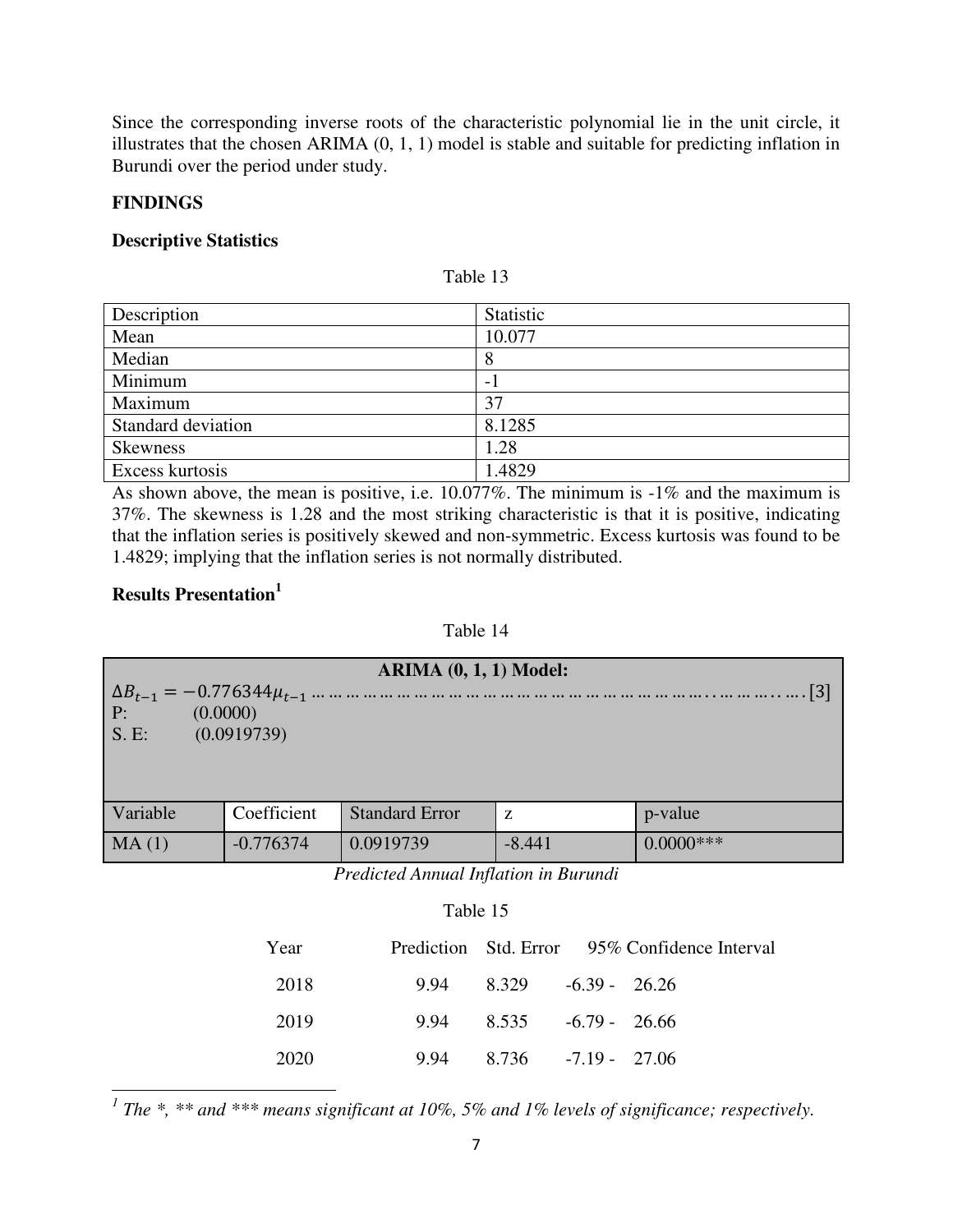Since the corresponding inverse roots of the characteristic polynomial lie in the unit circle, it illustrates that the chosen ARIMA (0, 1, 1) model is stable and suitable for predicting inflation in Burundi over the period under study.

## FINDINGS

### Descriptive Statistics

Table 13

| Description | Statistic |
|---|---|
| Mean | 10.077 |
| Median | 8 |
| Minimum | -1 |
| Maximum | 37 |
| Standard deviation | 8.1285 |
| Skewness | 1.28 |
| Excess kurtosis | 1.4829 |

As shown above, the mean is positive, i.e. 10.077%. The minimum is -1% and the maximum is 37%. The skewness is 1.28 and the most striking characteristic is that it is positive, indicating that the inflation series is positively skewed and non-symmetric. Excess kurtosis was found to be 1.4829; implying that the inflation series is not normally distributed.

### Results Presentation[1]

Table 14

**ARIMA (0, 1, 1) Model:**

$$\Delta B_{t-1} = -0.776344\mu_{t-1} \quad \ldots\ldots\ldots\ldots\ldots\ldots\ldots\ldots\ldots\ldots\ldots\ldots\ldots [3]$$

P: (0.0000)

S. E: (0.0919739)

| Variable | Coefficient | Standard Error | z | p-value |
|---|---|---|---|---|
| MA (1) | -0.776374 | 0.0919739 | -8.441 | 0.0000*** |

*Predicted Annual Inflation in Burundi*

Table 15

| Year | Prediction | Std. Error | 95% Confidence Interval |
|---|---|---|---|
| 2018 | 9.94 | 8.329 | -6.39 - 26.26 |
| 2019 | 9.94 | 8.535 | -6.79 - 26.66 |
| 2020 | 9.94 | 8.736 | -7.19 - 27.06 |

[1] *The \*, \*\* and \*\*\* means significant at 10%, 5% and 1% levels of significance; respectively.*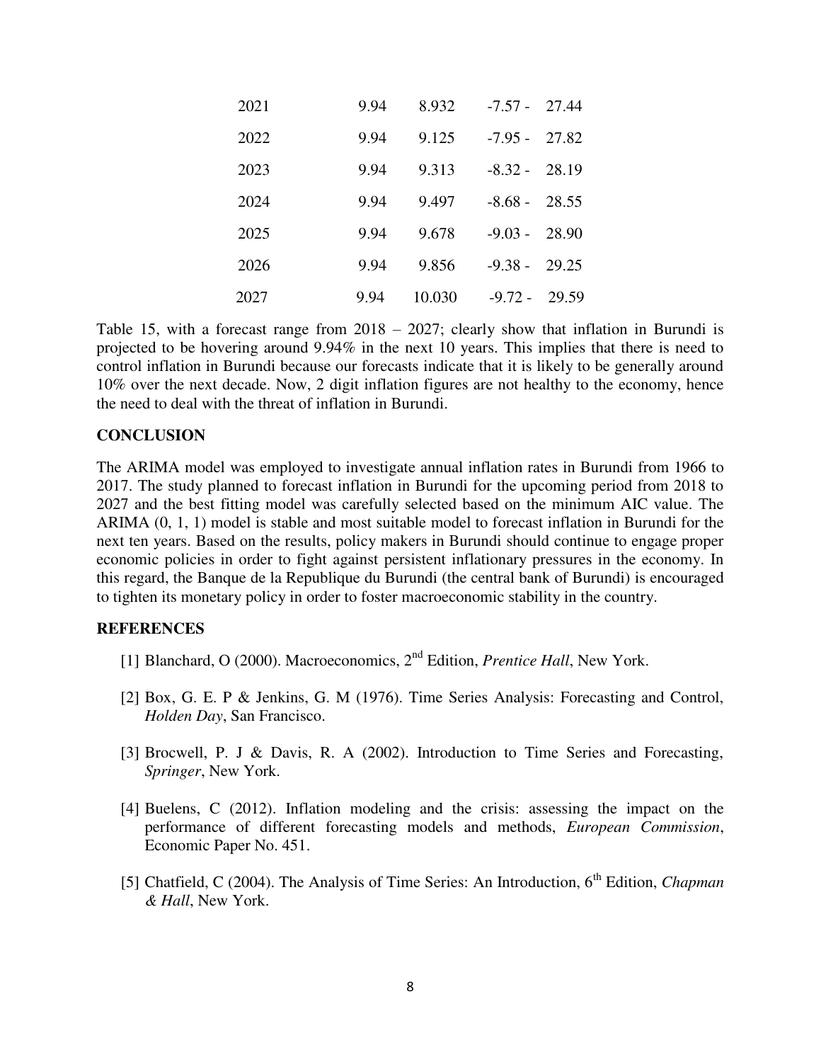| | | | |
|---|---|---|---|
| 2021 | 9.94 | 8.932 | -7.57 - 27.44 |
| 2022 | 9.94 | 9.125 | -7.95 - 27.82 |
| 2023 | 9.94 | 9.313 | -8.32 - 28.19 |
| 2024 | 9.94 | 9.497 | -8.68 - 28.55 |
| 2025 | 9.94 | 9.678 | -9.03 - 28.90 |
| 2026 | 9.94 | 9.856 | -9.38 - 29.25 |
| 2027 | 9.94 | 10.030 | -9.72 - 29.59 |

Table 15, with a forecast range from 2018 – 2027; clearly show that inflation in Burundi is projected to be hovering around 9.94% in the next 10 years. This implies that there is need to control inflation in Burundi because our forecasts indicate that it is likely to be generally around 10% over the next decade. Now, 2 digit inflation figures are not healthy to the economy, hence the need to deal with the threat of inflation in Burundi.

## CONCLUSION

The ARIMA model was employed to investigate annual inflation rates in Burundi from 1966 to 2017. The study planned to forecast inflation in Burundi for the upcoming period from 2018 to 2027 and the best fitting model was carefully selected based on the minimum AIC value. The ARIMA (0, 1, 1) model is stable and most suitable model to forecast inflation in Burundi for the next ten years. Based on the results, policy makers in Burundi should continue to engage proper economic policies in order to fight against persistent inflationary pressures in the economy. In this regard, the Banque de la Republique du Burundi (the central bank of Burundi) is encouraged to tighten its monetary policy in order to foster macroeconomic stability in the country.

## REFERENCES

[1] Blanchard, O (2000). Macroeconomics, 2nd Edition, *Prentice Hall*, New York.

[2] Box, G. E. P & Jenkins, G. M (1976). Time Series Analysis: Forecasting and Control, *Holden Day*, San Francisco.

[3] Brocwell, P. J & Davis, R. A (2002). Introduction to Time Series and Forecasting, *Springer*, New York.

[4] Buelens, C (2012). Inflation modeling and the crisis: assessing the impact on the performance of different forecasting models and methods, *European Commission*, Economic Paper No. 451.

[5] Chatfield, C (2004). The Analysis of Time Series: An Introduction, 6th Edition, *Chapman & Hall*, New York.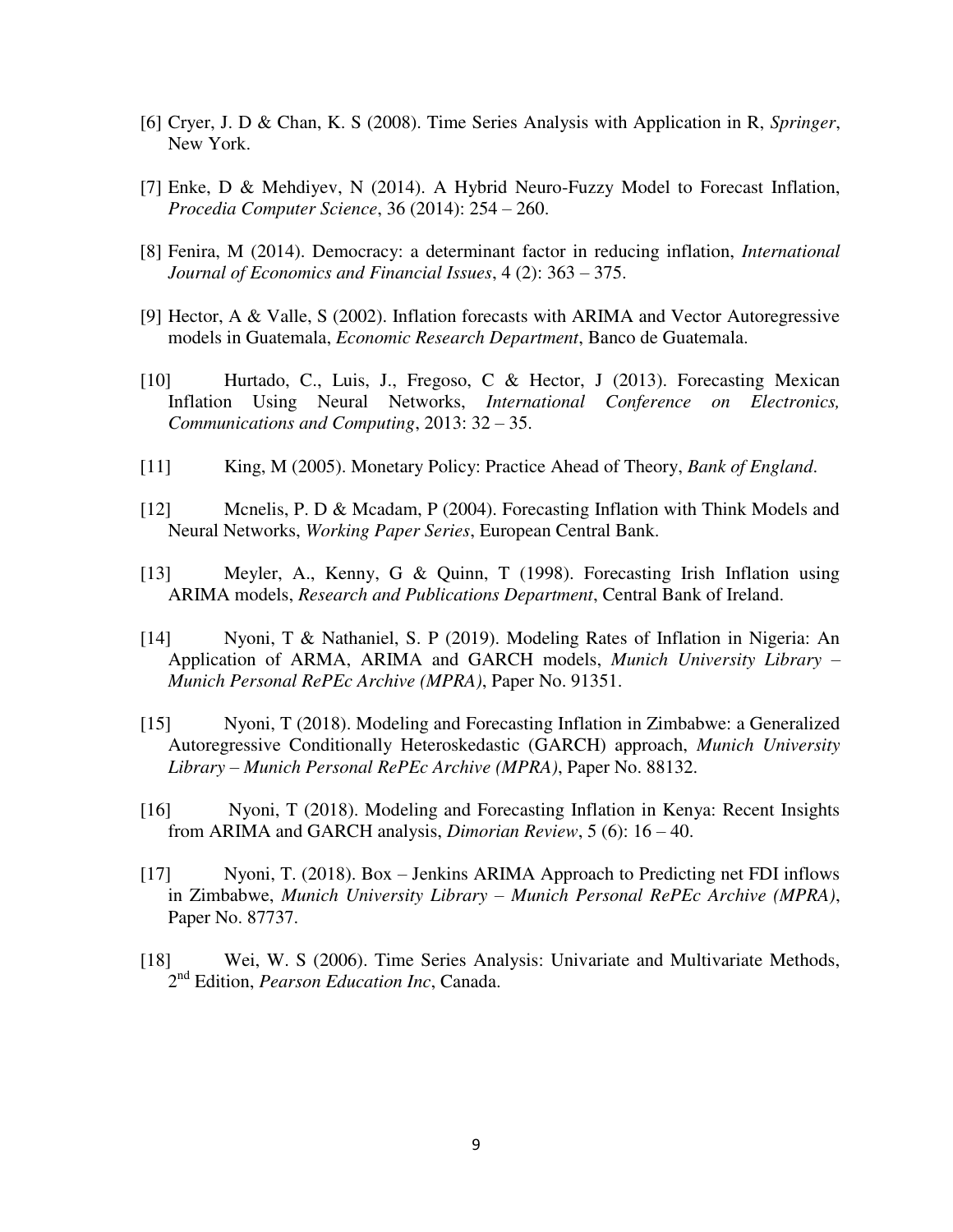[6] Cryer, J. D & Chan, K. S (2008). Time Series Analysis with Application in R, *Springer*, New York.

[7] Enke, D & Mehdiyev, N (2014). A Hybrid Neuro-Fuzzy Model to Forecast Inflation, *Procedia Computer Science*, 36 (2014): 254 – 260.

[8] Fenira, M (2014). Democracy: a determinant factor in reducing inflation, *International Journal of Economics and Financial Issues*, 4 (2): 363 – 375.

[9] Hector, A & Valle, S (2002). Inflation forecasts with ARIMA and Vector Autoregressive models in Guatemala, *Economic Research Department*, Banco de Guatemala.

[10] Hurtado, C., Luis, J., Fregoso, C & Hector, J (2013). Forecasting Mexican Inflation Using Neural Networks, *International Conference on Electronics, Communications and Computing*, 2013: 32 – 35.

[11] King, M (2005). Monetary Policy: Practice Ahead of Theory, *Bank of England*.

[12] Mcnelis, P. D & Mcadam, P (2004). Forecasting Inflation with Think Models and Neural Networks, *Working Paper Series*, European Central Bank.

[13] Meyler, A., Kenny, G & Quinn, T (1998). Forecasting Irish Inflation using ARIMA models, *Research and Publications Department*, Central Bank of Ireland.

[14] Nyoni, T & Nathaniel, S. P (2019). Modeling Rates of Inflation in Nigeria: An Application of ARMA, ARIMA and GARCH models, *Munich University Library – Munich Personal RePEc Archive (MPRA)*, Paper No. 91351.

[15] Nyoni, T (2018). Modeling and Forecasting Inflation in Zimbabwe: a Generalized Autoregressive Conditionally Heteroskedastic (GARCH) approach, *Munich University Library – Munich Personal RePEc Archive (MPRA)*, Paper No. 88132.

[16] Nyoni, T (2018). Modeling and Forecasting Inflation in Kenya: Recent Insights from ARIMA and GARCH analysis, *Dimorian Review*, 5 (6): 16 – 40.

[17] Nyoni, T. (2018). Box – Jenkins ARIMA Approach to Predicting net FDI inflows in Zimbabwe, *Munich University Library – Munich Personal RePEc Archive (MPRA)*, Paper No. 87737.

[18] Wei, W. S (2006). Time Series Analysis: Univariate and Multivariate Methods, 2nd Edition, *Pearson Education Inc*, Canada.